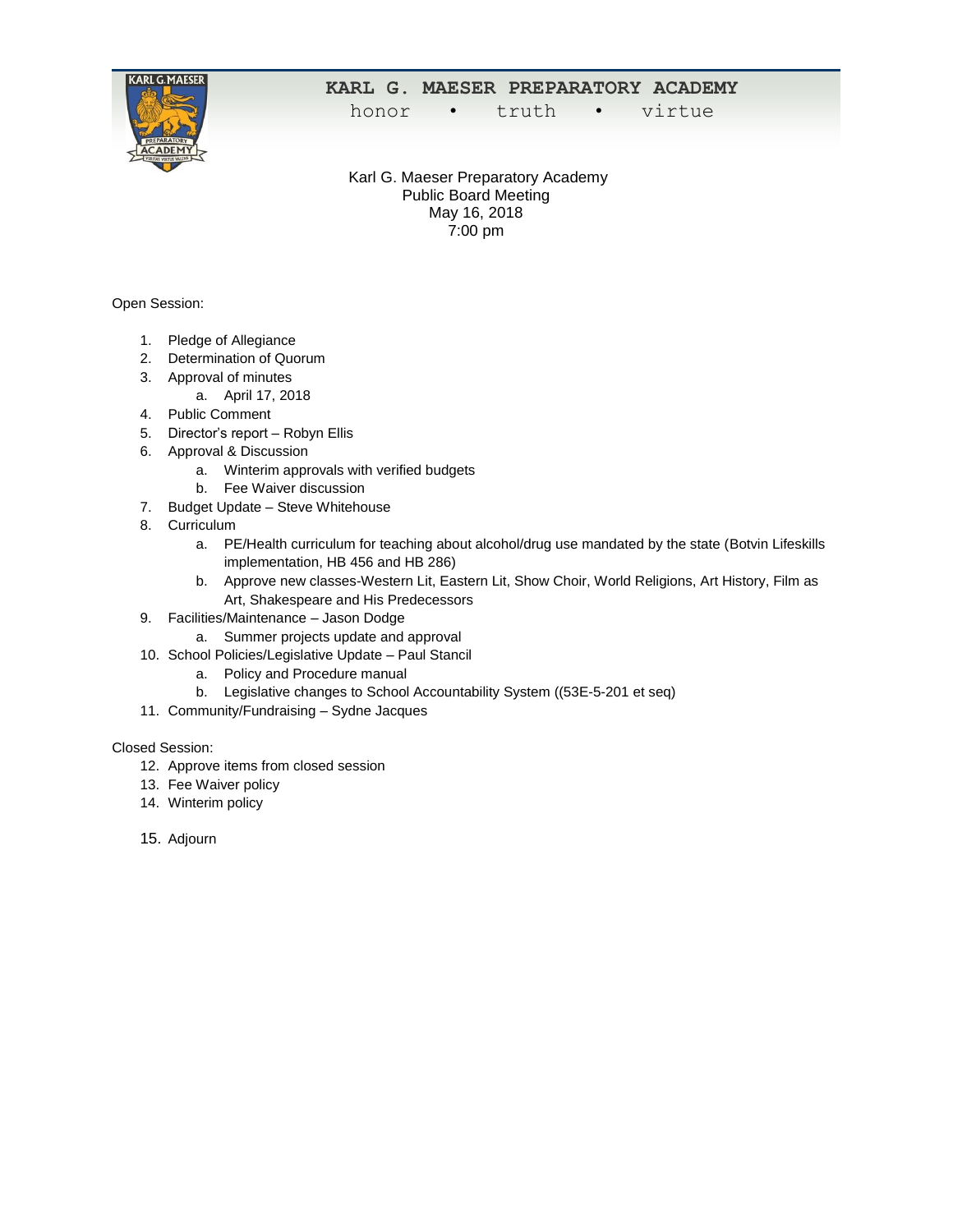# KARL G. MAESER PREPARATORY ACADEMY

honor • truth • virtue

Karl G. Maeser Preparatory Academy
Public Board Meeting
May 16, 2018
7:00 pm

Open Session:

1. Pledge of Allegiance
2. Determination of Quorum
3. Approval of minutes
   a. April 17, 2018
4. Public Comment
5. Director's report – Robyn Ellis
6. Approval & Discussion
   a. Winterim approvals with verified budgets
   b. Fee Waiver discussion
7. Budget Update – Steve Whitehouse
8. Curriculum
   a. PE/Health curriculum for teaching about alcohol/drug use mandated by the state (Botvin Lifeskills implementation, HB 456 and HB 286)
   b. Approve new classes-Western Lit, Eastern Lit, Show Choir, World Religions, Art History, Film as Art, Shakespeare and His Predecessors
9. Facilities/Maintenance – Jason Dodge
   a. Summer projects update and approval
10. School Policies/Legislative Update – Paul Stancil
    a. Policy and Procedure manual
    b. Legislative changes to School Accountability System ((53E-5-201 et seq)
11. Community/Fundraising – Sydne Jacques

Closed Session:

12. Approve items from closed session
13. Fee Waiver policy
14. Winterim policy

15. Adjourn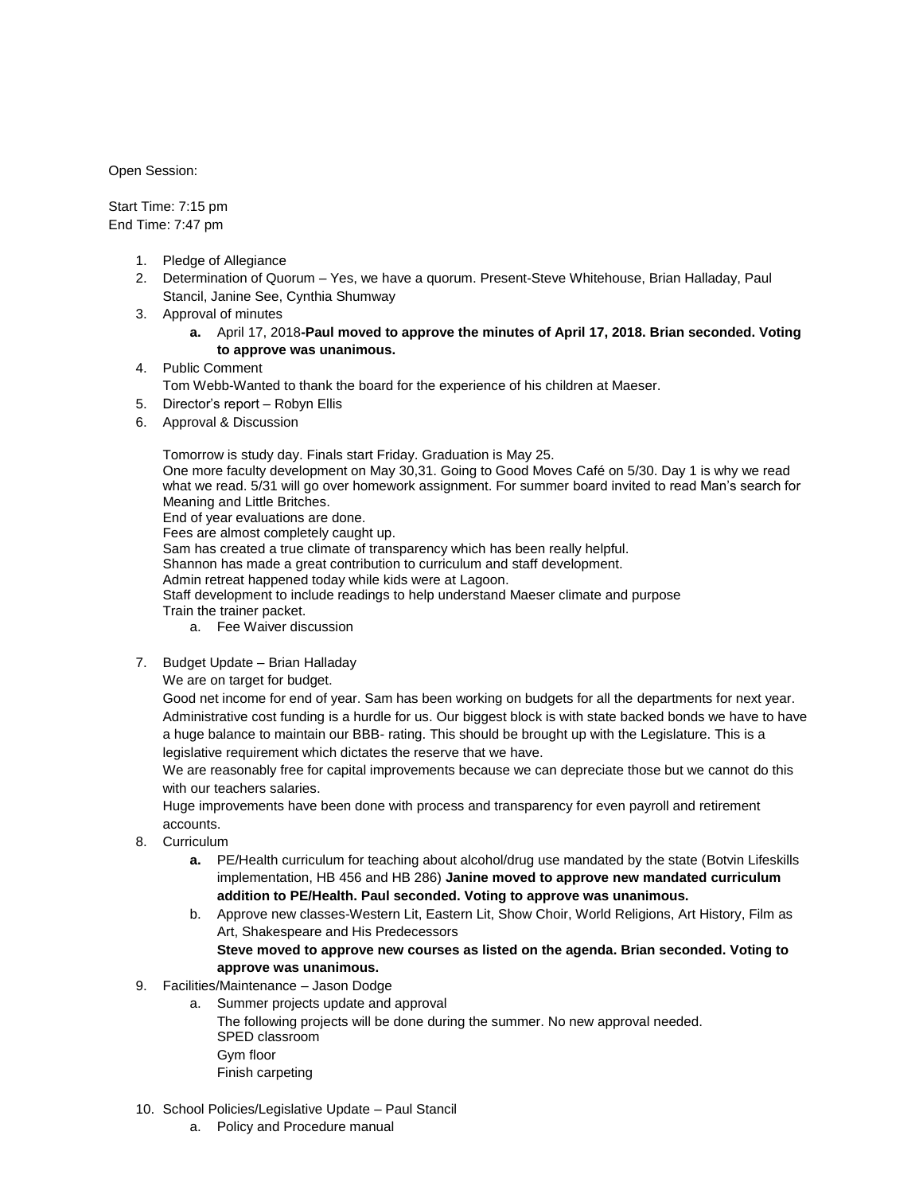Open Session:

Start Time: 7:15 pm
End Time: 7:47 pm

1. Pledge of Allegiance
2. Determination of Quorum – Yes, we have a quorum. Present-Steve Whitehouse, Brian Halladay, Paul Stancil, Janine See, Cynthia Shumway
3. Approval of minutes
    a. April 17, 2018-**Paul moved to approve the minutes of April 17, 2018. Brian seconded. Voting to approve was unanimous.**
4. Public Comment
   Tom Webb-Wanted to thank the board for the experience of his children at Maeser.
5. Director's report – Robyn Ellis
6. Approval & Discussion

   Tomorrow is study day. Finals start Friday. Graduation is May 25.
   One more faculty development on May 30,31. Going to Good Moves Café on 5/30. Day 1 is why we read what we read. 5/31 will go over homework assignment. For summer board invited to read Man's search for Meaning and Little Britches.
   End of year evaluations are done.
   Fees are almost completely caught up.
   Sam has created a true climate of transparency which has been really helpful.
   Shannon has made a great contribution to curriculum and staff development.
   Admin retreat happened today while kids were at Lagoon.
   Staff development to include readings to help understand Maeser climate and purpose
   Train the trainer packet.
    a. Fee Waiver discussion

7. Budget Update – Brian Halladay
   We are on target for budget.
   Good net income for end of year. Sam has been working on budgets for all the departments for next year. Administrative cost funding is a hurdle for us. Our biggest block is with state backed bonds we have to have a huge balance to maintain our BBB- rating. This should be brought up with the Legislature. This is a legislative requirement which dictates the reserve that we have.
   We are reasonably free for capital improvements because we can depreciate those but we cannot do this with our teachers salaries.
   Huge improvements have been done with process and transparency for even payroll and retirement accounts.
8. Curriculum
    a. PE/Health curriculum for teaching about alcohol/drug use mandated by the state (Botvin Lifeskills implementation, HB 456 and HB 286) **Janine moved to approve new mandated curriculum addition to PE/Health. Paul seconded. Voting to approve was unanimous.**
    b. Approve new classes-Western Lit, Eastern Lit, Show Choir, World Religions, Art History, Film as Art, Shakespeare and His Predecessors
       **Steve moved to approve new courses as listed on the agenda. Brian seconded. Voting to approve was unanimous.**
9. Facilities/Maintenance – Jason Dodge
    a. Summer projects update and approval
       The following projects will be done during the summer. No new approval needed.
       SPED classroom
       Gym floor
       Finish carpeting

10. School Policies/Legislative Update – Paul Stancil
    a. Policy and Procedure manual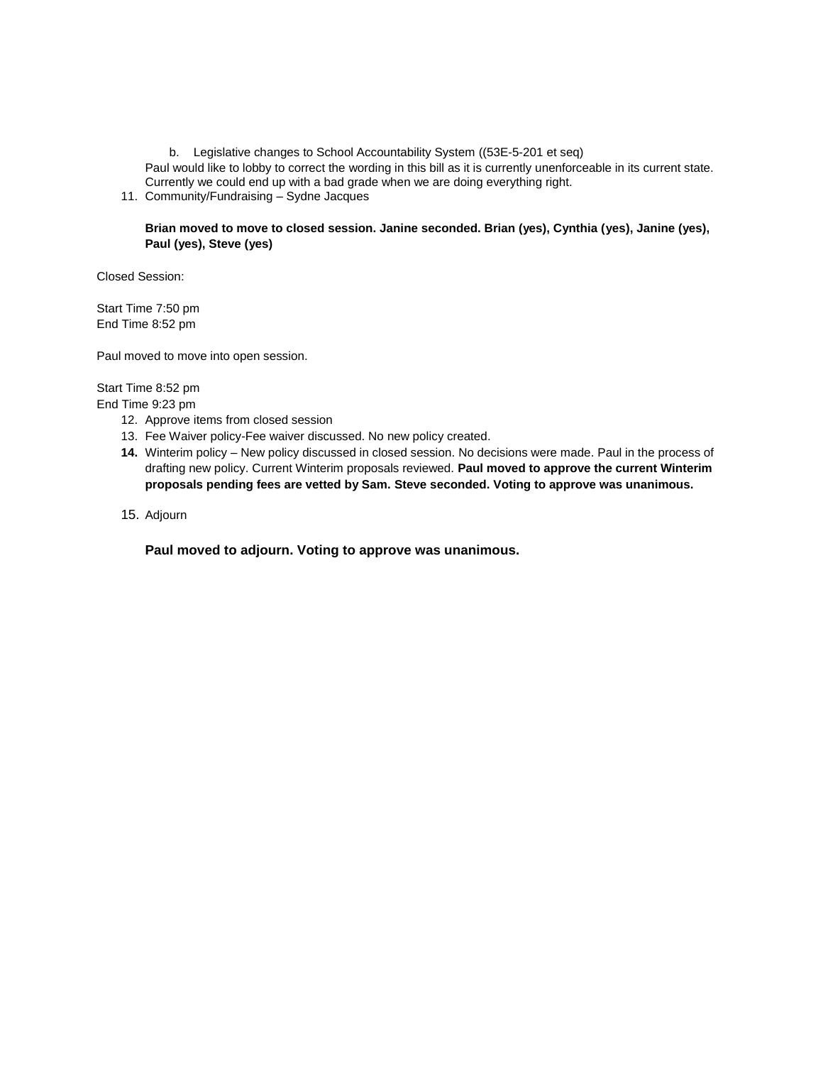b. Legislative changes to School Accountability System ((53E-5-201 et seq)

Paul would like to lobby to correct the wording in this bill as it is currently unenforceable in its current state. Currently we could end up with a bad grade when we are doing everything right.

11. Community/Fundraising – Sydne Jacques

**Brian moved to move to closed session. Janine seconded. Brian (yes), Cynthia (yes), Janine (yes), Paul (yes), Steve (yes)**

Closed Session:

Start Time 7:50 pm
End Time 8:52 pm

Paul moved to move into open session.

Start Time 8:52 pm
End Time 9:23 pm

12. Approve items from closed session
13. Fee Waiver policy-Fee waiver discussed. No new policy created.
14. Winterim policy – New policy discussed in closed session. No decisions were made. Paul in the process of drafting new policy. Current Winterim proposals reviewed. **Paul moved to approve the current Winterim proposals pending fees are vetted by Sam. Steve seconded. Voting to approve was unanimous.**
15. Adjourn

**Paul moved to adjourn. Voting to approve was unanimous.**